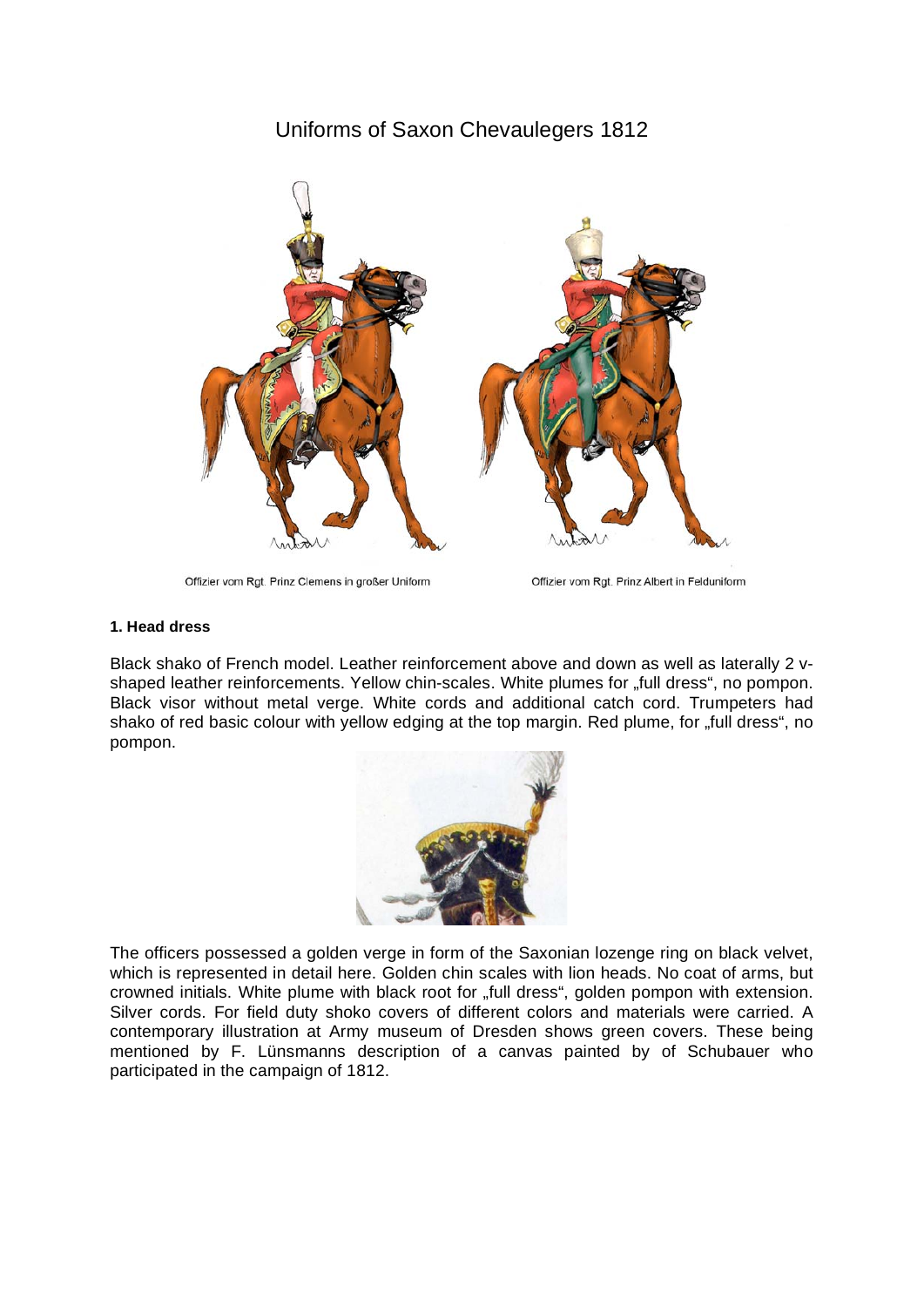# Uniforms of Saxon Chevaulegers 1812

Offizier vom Rgt. Prinz Clemens in großer Uniform

Offizier vom Rgt. Prinz Albert in Felduniform

### 1. Head dress

Black shako of French model. Leather reinforcement above and down as well as laterally 2 v-shaped leather reinforcements. Yellow chin-scales. White plumes for „full dress", no pompon. Black visor without metal verge. White cords and additional catch cord. Trumpeters had shako of red basic colour with yellow edging at the top margin. Red plume, for „full dress", no pompon.

The officers possessed a golden verge in form of the Saxonian lozenge ring on black velvet, which is represented in detail here. Golden chin scales with lion heads. No coat of arms, but crowned initials. White plume with black root for „full dress", golden pompon with extension. Silver cords. For field duty shoko covers of different colors and materials were carried. A contemporary illustration at Army museum of Dresden shows green covers. These being mentioned by F. Lünsmanns description of a canvas painted by of Schubauer who participated in the campaign of 1812.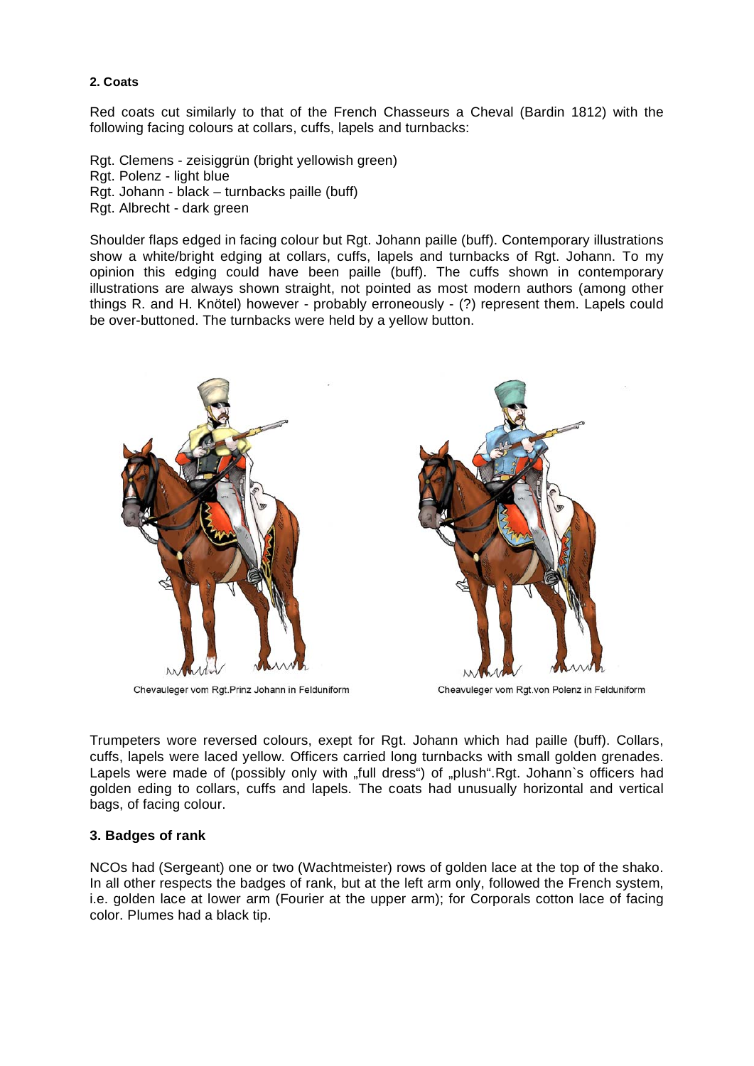#### 2. Coats

Red coats cut similarly to that of the French Chasseurs a Cheval (Bardin 1812) with the following facing colours at collars, cuffs, lapels and turnbacks:

Rgt. Clemens - zeisiggrün (bright yellowish green)
Rgt. Polenz - light blue
Rgt. Johann - black – turnbacks paille (buff)
Rgt. Albrecht - dark green

Shoulder flaps edged in facing colour but Rgt. Johann paille (buff). Contemporary illustrations show a white/bright edging at collars, cuffs, lapels and turnbacks of Rgt. Johann. To my opinion this edging could have been paille (buff). The cuffs shown in contemporary illustrations are always shown straight, not pointed as most modern authors (among other things R. and H. Knötel) however - probably erroneously - (?) represent them. Lapels could be over-buttoned. The turnbacks were held by a yellow button.

Chevauleger vom Rgt.Prinz Johann in Felduniform

Cheavuleger vom Rgt.von Polenz in Felduniform

Trumpeters wore reversed colours, exept for Rgt. Johann which had paille (buff). Collars, cuffs, lapels were laced yellow. Officers carried long turnbacks with small golden grenades. Lapels were made of (possibly only with „full dress") of „plush".Rgt. Johann`s officers had golden eding to collars, cuffs and lapels. The coats had unusually horizontal and vertical bags, of facing colour.

### 3. Badges of rank

NCOs had (Sergeant) one or two (Wachtmeister) rows of golden lace at the top of the shako. In all other respects the badges of rank, but at the left arm only, followed the French system, i.e. golden lace at lower arm (Fourier at the upper arm); for Corporals cotton lace of facing color. Plumes had a black tip.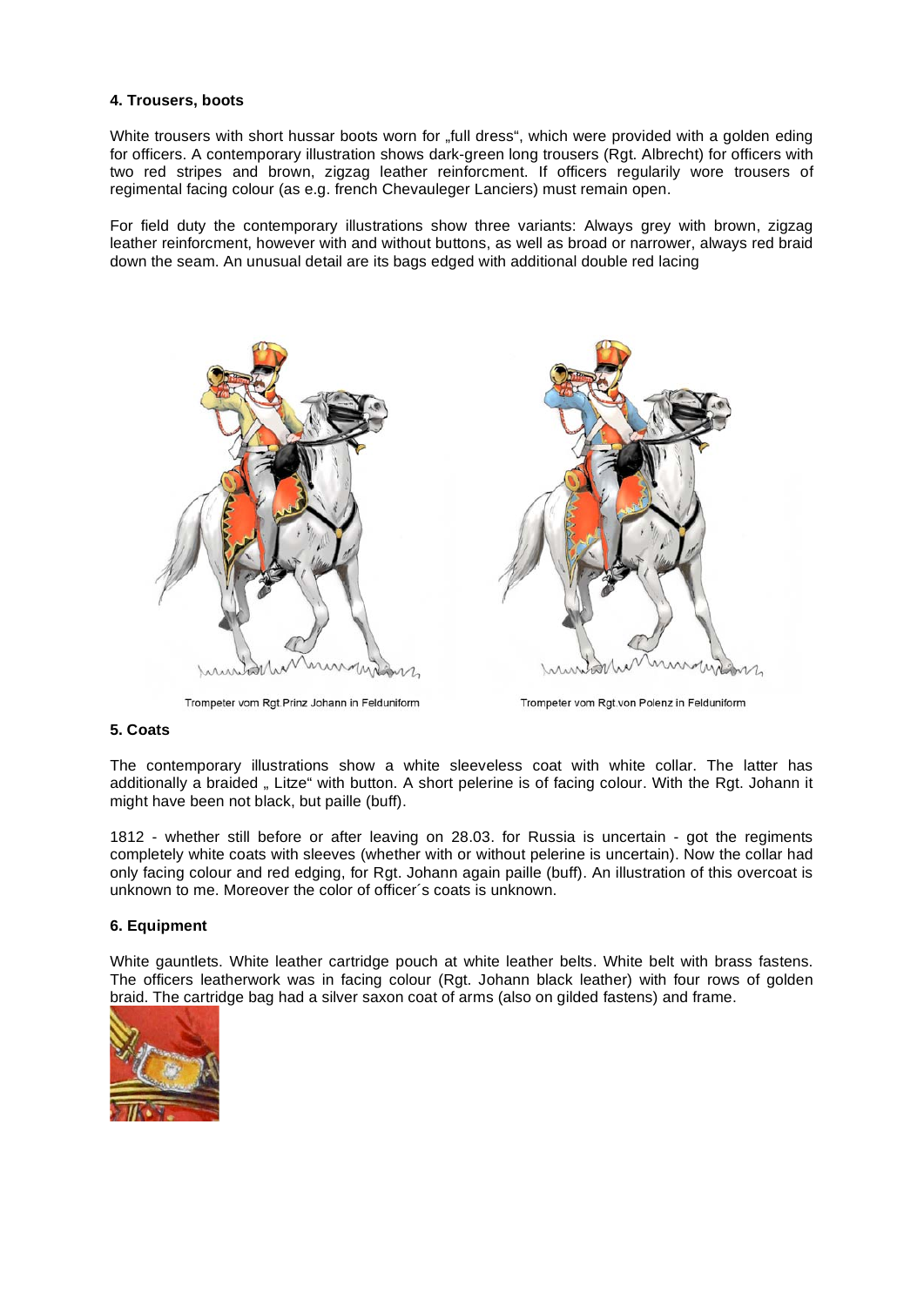## 4. Trousers, boots

White trousers with short hussar boots worn for „full dress", which were provided with a golden eding for officers. A contemporary illustration shows dark-green long trousers (Rgt. Albrecht) for officers with two red stripes and brown, zigzag leather reinforcment. If officers regularily wore trousers of regimental facing colour (as e.g. french Chevauleger Lanciers) must remain open.

For field duty the contemporary illustrations show three variants: Always grey with brown, zigzag leather reinforcment, however with and without buttons, as well as broad or narrower, always red braid down the seam. An unusual detail are its bags edged with additional double red lacing

Trompeter vom Rgt Prinz Johann in Felduniform

Trompeter vom Rgt von Polenz in Felduniform

## 5. Coats

The contemporary illustrations show a white sleeveless coat with white collar. The latter has additionally a braided „ Litze" with button. A short pelerine is of facing colour. With the Rgt. Johann it might have been not black, but paille (buff).

1812 - whether still before or after leaving on 28.03. for Russia is uncertain - got the regiments completely white coats with sleeves (whether with or without pelerine is uncertain). Now the collar had only facing colour and red edging, for Rgt. Johann again paille (buff). An illustration of this overcoat is unknown to me. Moreover the color of officer´s coats is unknown.

## 6. Equipment

White gauntlets. White leather cartridge pouch at white leather belts. White belt with brass fastens. The officers leatherwork was in facing colour (Rgt. Johann black leather) with four rows of golden braid. The cartridge bag had a silver saxon coat of arms (also on gilded fastens) and frame.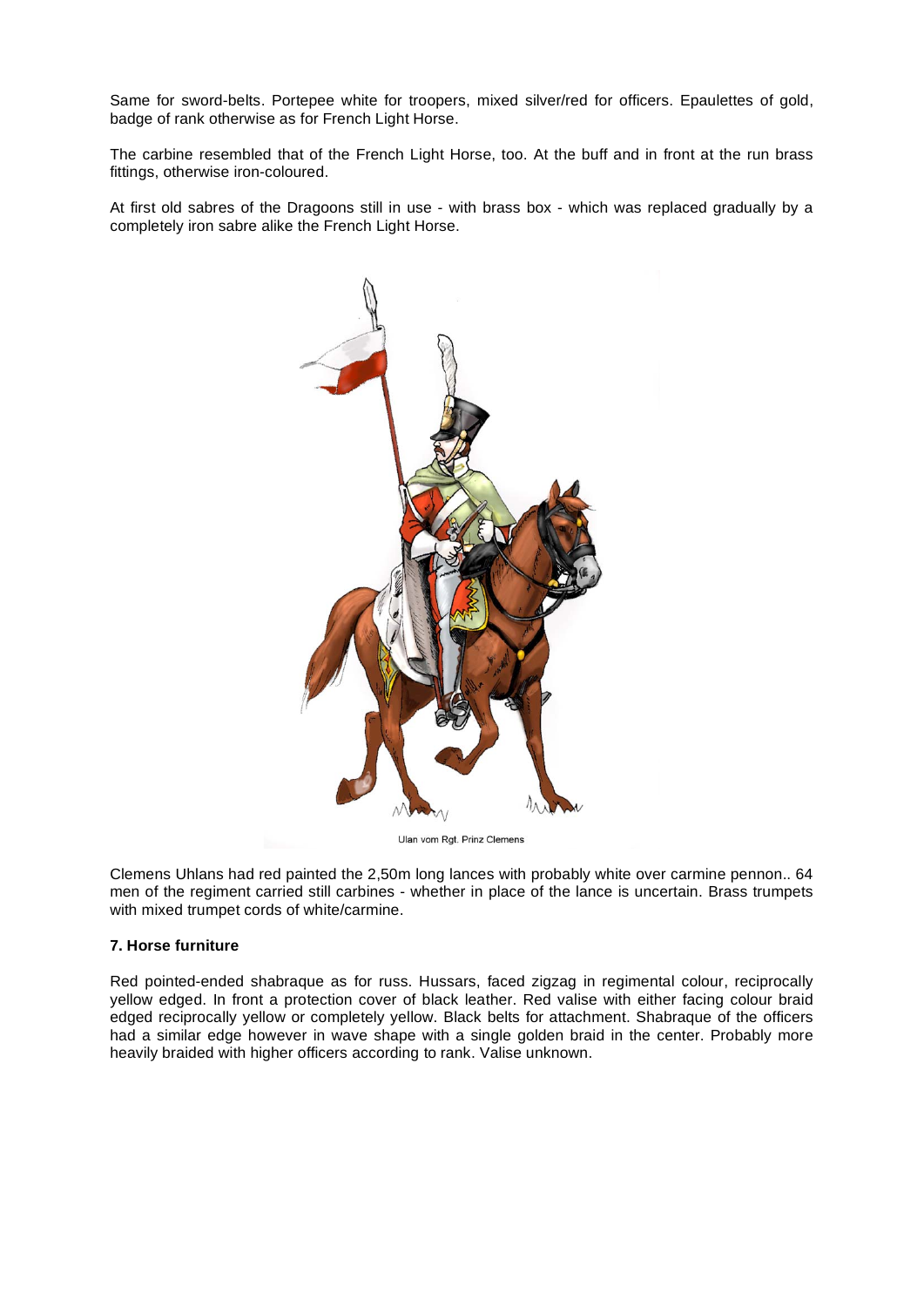Same for sword-belts. Portepee white for troopers, mixed silver/red for officers. Epaulettes of gold, badge of rank otherwise as for French Light Horse.

The carbine resembled that of the French Light Horse, too. At the buff and in front at the run brass fittings, otherwise iron-coloured.

At first old sabres of the Dragoons still in use - with brass box - which was replaced gradually by a completely iron sabre alike the French Light Horse.

Ulan vom Rgt. Prinz Clemens

Clemens Uhlans had red painted the 2,50m long lances with probably white over carmine pennon.. 64 men of the regiment carried still carbines - whether in place of the lance is uncertain. Brass trumpets with mixed trumpet cords of white/carmine.

#### 7. Horse furniture

Red pointed-ended shabraque as for russ. Hussars, faced zigzag in regimental colour, reciprocally yellow edged. In front a protection cover of black leather. Red valise with either facing colour braid edged reciprocally yellow or completely yellow. Black belts for attachment. Shabraque of the officers had a similar edge however in wave shape with a single golden braid in the center. Probably more heavily braided with higher officers according to rank. Valise unknown.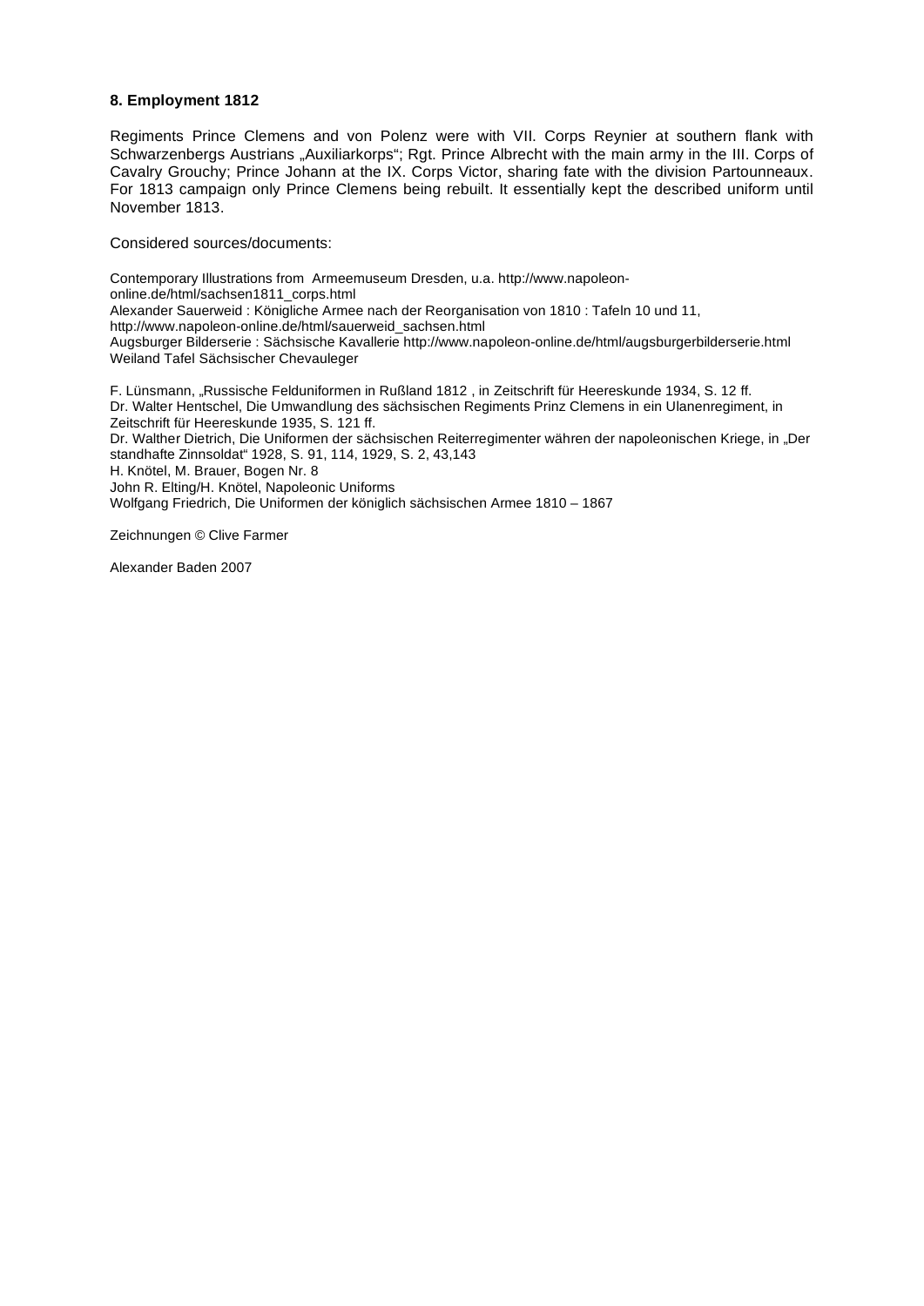**8. Employment 1812**

Regiments Prince Clemens and von Polenz were with VII. Corps Reynier at southern flank with Schwarzenbergs Austrians „Auxiliarkorps"; Rgt. Prince Albrecht with the main army in the III. Corps of Cavalry Grouchy; Prince Johann at the IX. Corps Victor, sharing fate with the division Partounneaux. For 1813 campaign only Prince Clemens being rebuilt. It essentially kept the described uniform until November 1813.

Considered sources/documents:

Contemporary Illustrations from Armeemuseum Dresden, u.a. http://www.napoleon-online.de/html/sachsen1811_corps.html
Alexander Sauerweid : Königliche Armee nach der Reorganisation von 1810 : Tafeln 10 und 11, http://www.napoleon-online.de/html/sauerweid_sachsen.html
Augsburger Bilderserie : Sächsische Kavallerie http://www.napoleon-online.de/html/augsburgerbilderserie.html
Weiland Tafel Sächsischer Chevauleger

F. Lünsmann, „Russische Felduniformen in Rußland 1812 , in Zeitschrift für Heereskunde 1934, S. 12 ff.
Dr. Walter Hentschel, Die Umwandlung des sächsischen Regiments Prinz Clemens in ein Ulanenregiment, in Zeitschrift für Heereskunde 1935, S. 121 ff.
Dr. Walther Dietrich, Die Uniformen der sächsischen Reiterregimenter währen der napoleonischen Kriege, in „Der standhafte Zinnsoldat" 1928, S. 91, 114, 1929, S. 2, 43,143
H. Knötel, M. Brauer, Bogen Nr. 8
John R. Elting/H. Knötel, Napoleonic Uniforms
Wolfgang Friedrich, Die Uniformen der königlich sächsischen Armee 1810 – 1867

Zeichnungen © Clive Farmer

Alexander Baden 2007